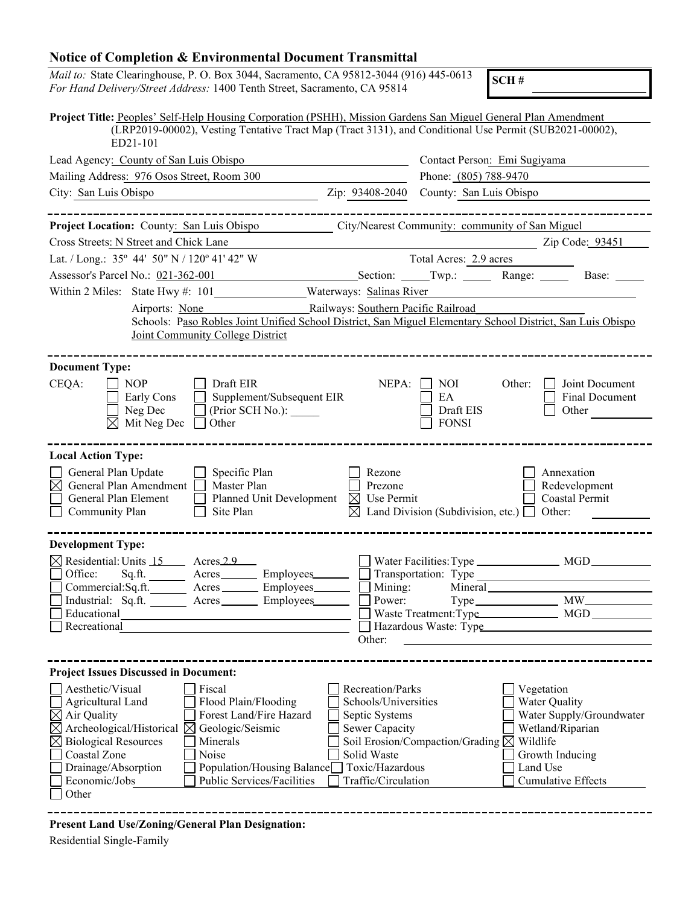# Notice of Completion & Environmental Document Transmittal

*Mail to:* State Clearinghouse, P. O. Box 3044, Sacramento, CA 95812-3044 (916) 445-0613
*For Hand Delivery/Street Address:* 1400 Tenth Street, Sacramento, CA 95814

**SCH #** ____________

**Project Title:** Peoples' Self-Help Housing Corporation (PSHH), Mission Gardens San Miguel General Plan Amendment (LRP2019-00002), Vesting Tentative Tract Map (Tract 3131), and Conditional Use Permit (SUB2021-00002), ED21-101

Lead Agency: County of San Luis Obispo
Contact Person: Emi Sugiyama
Mailing Address: 976 Osos Street, Room 300
Phone: (805) 788-9470
City: San Luis Obispo
Zip: 93408-2040
County: San Luis Obispo

---

**Project Location:** County: San Luis Obispo
City/Nearest Community: community of San Miguel
Cross Streets: N Street and Chick Lane
Zip Code: 93451
Lat. / Long.: 35º 44' 50" N / 120º 41' 42" W
Total Acres: 2.9 acres
Assessor's Parcel No.: 021-362-001
Section: _____ Twp.: _____ Range: _____ Base: _____
Within 2 Miles: State Hwy #: 101
Waterways: Salinas River
Airports: None
Railways: Southern Pacific Railroad
Schools: Paso Robles Joint Unified School District, San Miguel Elementary School District, San Luis Obispo Joint Community College District

---

**Document Type:**

CEQA:
- [ ] NOP
- [ ] Early Cons
- [ ] Neg Dec
- [x] Mit Neg Dec
- [ ] Draft EIR
- [ ] Supplement/Subsequent EIR
- [ ] (Prior SCH No.): _____
- [ ] Other

NEPA:
- [ ] NOI
- [ ] EA
- [ ] Draft EIS
- [ ] FONSI

Other:
- [ ] Joint Document
- [ ] Final Document
- [ ] Other ________

---

**Local Action Type:**

- [ ] General Plan Update
- [x] General Plan Amendment
- [ ] General Plan Element
- [ ] Community Plan
- [ ] Specific Plan
- [ ] Master Plan
- [ ] Planned Unit Development
- [ ] Site Plan
- [ ] Rezone
- [ ] Prezone
- [x] Use Permit
- [x] Land Division (Subdivision, etc.)
- [ ] Annexation
- [ ] Redevelopment
- [ ] Coastal Permit
- [ ] Other: ________

---

**Development Type:**

- [x] Residential: Units 15 Acres 2.9
- [ ] Office: Sq.ft. ______ Acres ______ Employees ______
- [ ] Commercial: Sq.ft. ______ Acres ______ Employees ______
- [ ] Industrial: Sq.ft. ______ Acres ______ Employees ______
- [ ] Educational ________
- [ ] Recreational ________
- [ ] Water Facilities: Type ______ MGD ______
- [ ] Transportation: Type ________
- [ ] Mining: Mineral ________
- [ ] Power: Type ______ MW ______
- [ ] Waste Treatment: Type ______ MGD ______
- [ ] Hazardous Waste: Type ________
- Other: ________

---

**Project Issues Discussed in Document:**

- [ ] Aesthetic/Visual
- [ ] Agricultural Land
- [x] Air Quality
- [x] Archeological/Historical
- [x] Biological Resources
- [ ] Coastal Zone
- [ ] Drainage/Absorption
- [ ] Economic/Jobs
- [ ] Other
- [ ] Fiscal
- [ ] Flood Plain/Flooding
- [ ] Forest Land/Fire Hazard
- [x] Geologic/Seismic
- [ ] Minerals
- [ ] Noise
- [ ] Population/Housing Balance
- [ ] Public Services/Facilities
- [ ] Recreation/Parks
- [ ] Schools/Universities
- [ ] Septic Systems
- [ ] Sewer Capacity
- [ ] Soil Erosion/Compaction/Grading
- [ ] Solid Waste
- [ ] Toxic/Hazardous
- [ ] Traffic/Circulation
- [ ] Vegetation
- [ ] Water Quality
- [ ] Water Supply/Groundwater
- [ ] Wetland/Riparian
- [x] Wildlife
- [ ] Growth Inducing
- [ ] Land Use
- [ ] Cumulative Effects

---

**Present Land Use/Zoning/General Plan Designation:**

Residential Single-Family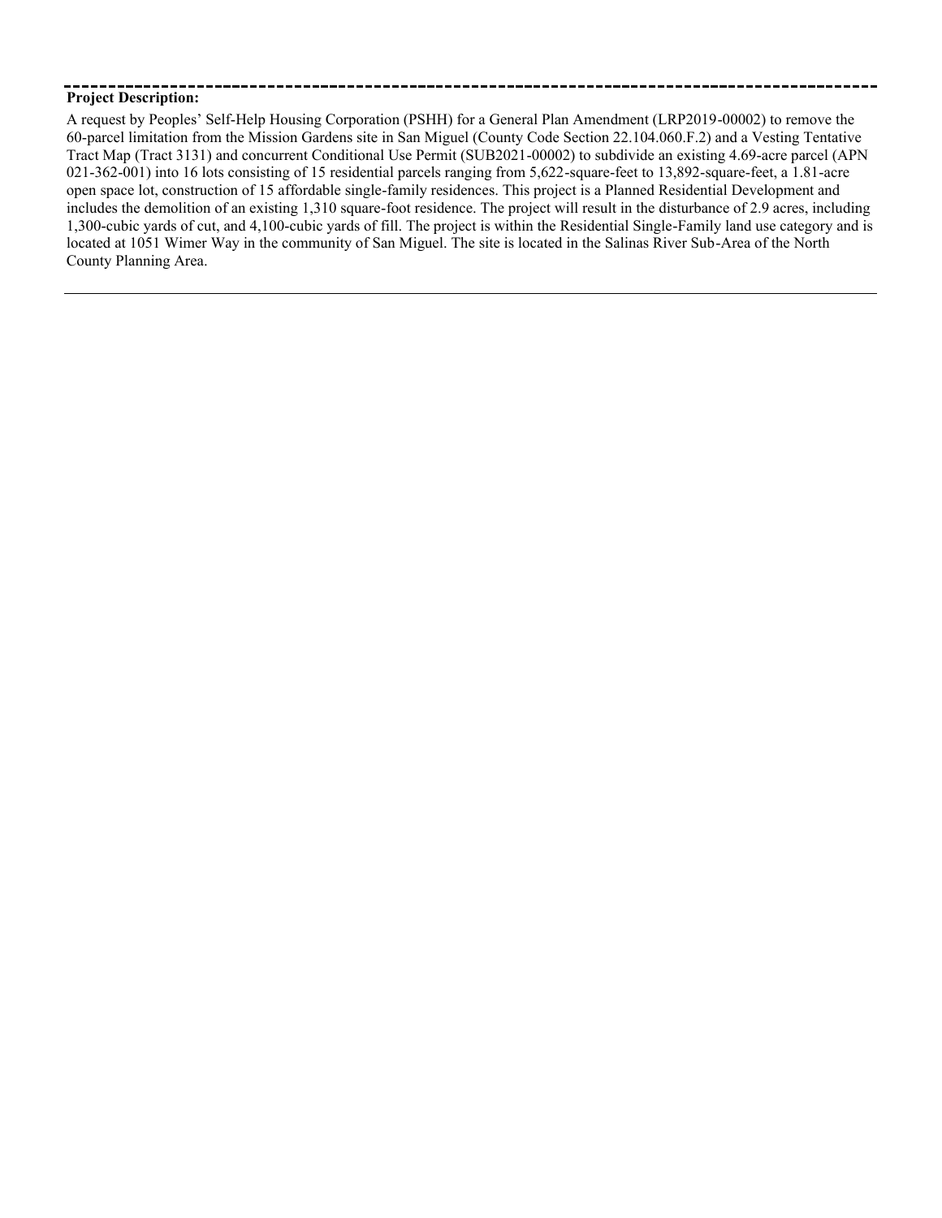**Project Description:**

A request by Peoples' Self-Help Housing Corporation (PSHH) for a General Plan Amendment (LRP2019-00002) to remove the 60-parcel limitation from the Mission Gardens site in San Miguel (County Code Section 22.104.060.F.2) and a Vesting Tentative Tract Map (Tract 3131) and concurrent Conditional Use Permit (SUB2021-00002) to subdivide an existing 4.69-acre parcel (APN 021-362-001) into 16 lots consisting of 15 residential parcels ranging from 5,622-square-feet to 13,892-square-feet, a 1.81-acre open space lot, construction of 15 affordable single-family residences. This project is a Planned Residential Development and includes the demolition of an existing 1,310 square-foot residence. The project will result in the disturbance of 2.9 acres, including 1,300-cubic yards of cut, and 4,100-cubic yards of fill. The project is within the Residential Single-Family land use category and is located at 1051 Wimer Way in the community of San Miguel. The site is located in the Salinas River Sub-Area of the North County Planning Area.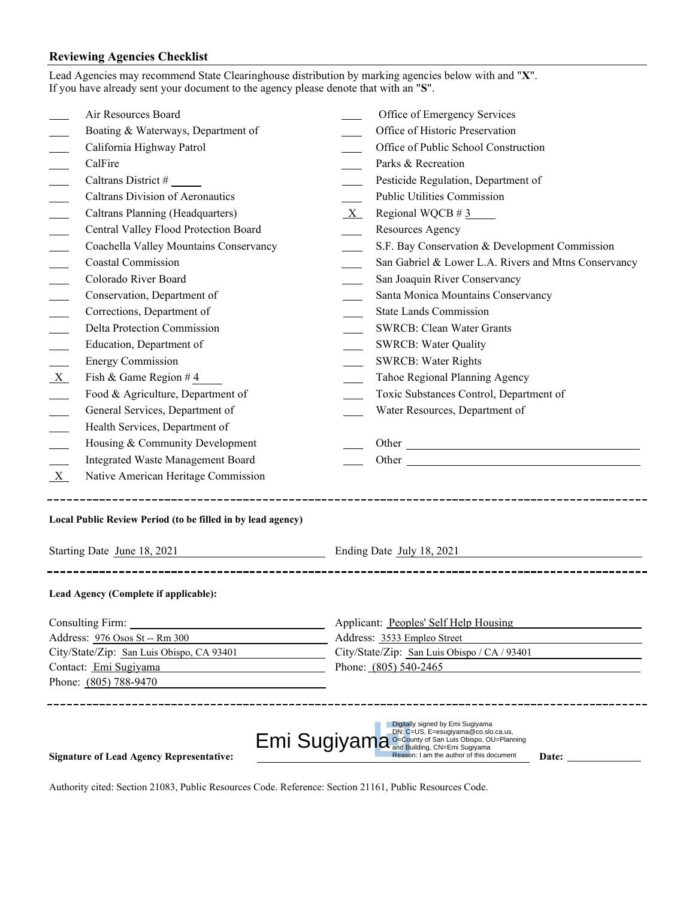## Reviewing Agencies Checklist

Lead Agencies may recommend State Clearinghouse distribution by marking agencies below with and "**X**".
If you have already sent your document to the agency please denote that with an "**S**".

| | | | |
|---|---|---|---|
| ___ | Air Resources Board | ___ | Office of Emergency Services |
| ___ | Boating & Waterways, Department of | ___ | Office of Historic Preservation |
| ___ | California Highway Patrol | ___ | Office of Public School Construction |
| ___ | CalFire | ___ | Parks & Recreation |
| ___ | Caltrans District # _____ | ___ | Pesticide Regulation, Department of |
| ___ | Caltrans Division of Aeronautics | ___ | Public Utilities Commission |
| ___ | Caltrans Planning (Headquarters) | X | Regional WQCB # 3 |
| ___ | Central Valley Flood Protection Board | ___ | Resources Agency |
| ___ | Coachella Valley Mountains Conservancy | ___ | S.F. Bay Conservation & Development Commission |
| ___ | Coastal Commission | ___ | San Gabriel & Lower L.A. Rivers and Mtns Conservancy |
| ___ | Colorado River Board | ___ | San Joaquin River Conservancy |
| ___ | Conservation, Department of | ___ | Santa Monica Mountains Conservancy |
| ___ | Corrections, Department of | ___ | State Lands Commission |
| ___ | Delta Protection Commission | ___ | SWRCB: Clean Water Grants |
| ___ | Education, Department of | ___ | SWRCB: Water Quality |
| ___ | Energy Commission | ___ | SWRCB: Water Rights |
| X | Fish & Game Region # 4 | ___ | Tahoe Regional Planning Agency |
| ___ | Food & Agriculture, Department of | ___ | Toxic Substances Control, Department of |
| ___ | General Services, Department of | ___ | Water Resources, Department of |
| ___ | Health Services, Department of | | |
| ___ | Housing & Community Development | ___ | Other ________________ |
| ___ | Integrated Waste Management Board | ___ | Other ________________ |
| X | Native American Heritage Commission | | |

---

**Local Public Review Period (to be filled in by lead agency)**

Starting Date June 18, 2021 &nbsp;&nbsp;&nbsp;&nbsp; Ending Date July 18, 2021

---

**Lead Agency (Complete if applicable):**

| | |
|---|---|
| Consulting Firm: | Applicant: Peoples' Self Help Housing |
| Address: 976 Osos St -- Rm 300 | Address: 3533 Empleo Street |
| City/State/Zip: San Luis Obispo, CA 93401 | City/State/Zip: San Luis Obispo / CA / 93401 |
| Contact: Emi Sugiyama | Phone: (805) 540-2465 |
| Phone: (805) 788-9470 | |

---

**Signature of Lead Agency Representative:** Emi Sugiyama

Digitally signed by Emi Sugiyama
DN: C=US, E=esugiyama@co.slo.ca.us, O=County of San Luis Obispo, OU=Planning and Building, CN=Emi Sugiyama
Reason: I am the author of this document

**Date:** __________

Authority cited: Section 21083, Public Resources Code. Reference: Section 21161, Public Resources Code.